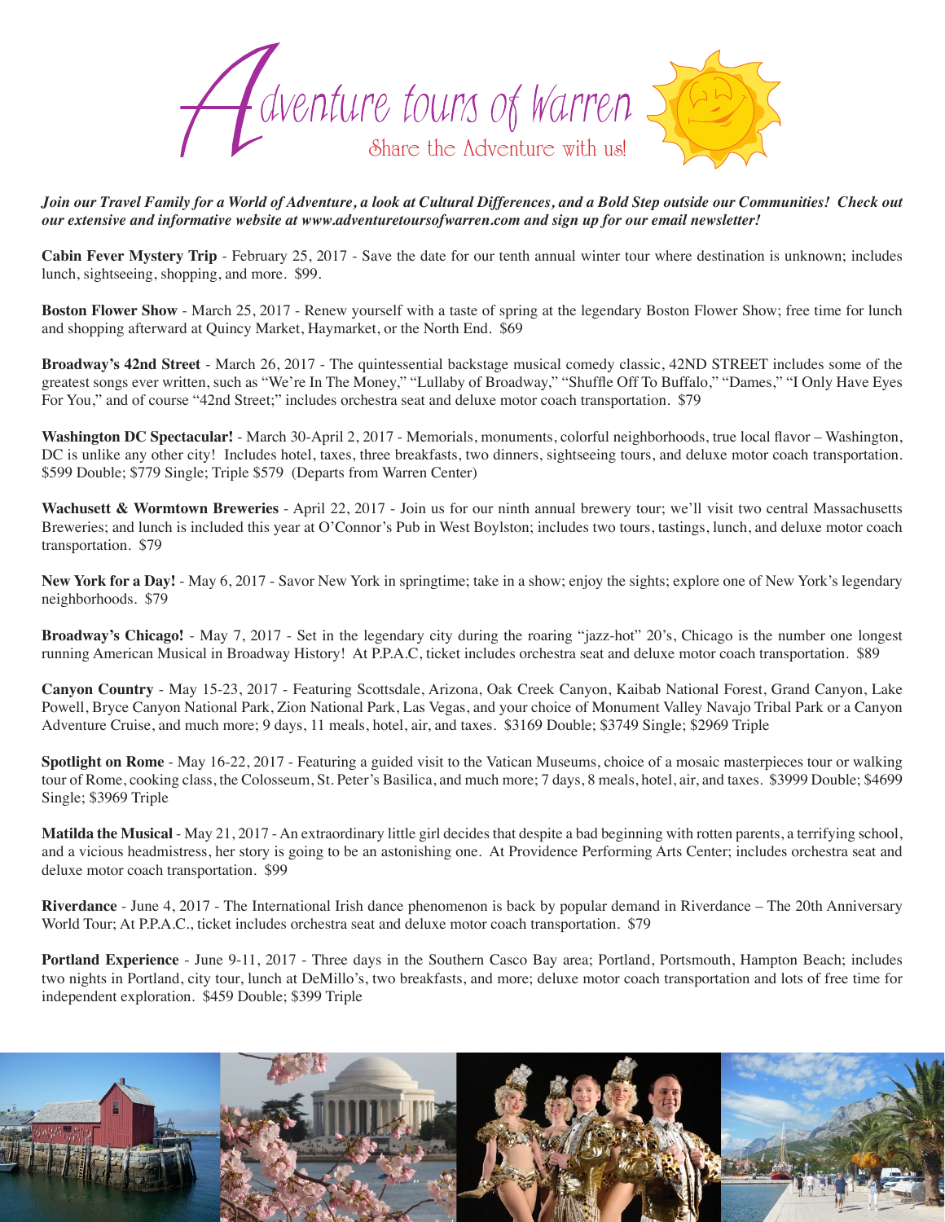# Adventure tours of Warren

Share the Adventure with us!

***Join our Travel Family for a World of Adventure, a look at Cultural Differences, and a Bold Step outside our Communities! Check out our extensive and informative website at www.adventuretoursofwarren.com and sign up for our email newsletter!***

**Cabin Fever Mystery Trip** - February 25, 2017 - Save the date for our tenth annual winter tour where destination is unknown; includes lunch, sightseeing, shopping, and more. $99.

**Boston Flower Show** - March 25, 2017 - Renew yourself with a taste of spring at the legendary Boston Flower Show; free time for lunch and shopping afterward at Quincy Market, Haymarket, or the North End. $69

**Broadway's 42nd Street** - March 26, 2017 - The quintessential backstage musical comedy classic, 42ND STREET includes some of the greatest songs ever written, such as "We're In The Money," "Lullaby of Broadway," "Shuffle Off To Buffalo," "Dames," "I Only Have Eyes For You," and of course "42nd Street;" includes orchestra seat and deluxe motor coach transportation. $79

**Washington DC Spectacular!** - March 30-April 2, 2017 - Memorials, monuments, colorful neighborhoods, true local flavor – Washington, DC is unlike any other city! Includes hotel, taxes, three breakfasts, two dinners, sightseeing tours, and deluxe motor coach transportation. $599 Double; $779 Single; Triple $579 (Departs from Warren Center)

**Wachusett & Wormtown Breweries** - April 22, 2017 - Join us for our ninth annual brewery tour; we'll visit two central Massachusetts Breweries; and lunch is included this year at O'Connor's Pub in West Boylston; includes two tours, tastings, lunch, and deluxe motor coach transportation. $79

**New York for a Day!** - May 6, 2017 - Savor New York in springtime; take in a show; enjoy the sights; explore one of New York's legendary neighborhoods. $79

**Broadway's Chicago!** - May 7, 2017 - Set in the legendary city during the roaring "jazz-hot" 20's, Chicago is the number one longest running American Musical in Broadway History! At P.P.A.C, ticket includes orchestra seat and deluxe motor coach transportation. $89

**Canyon Country** - May 15-23, 2017 - Featuring Scottsdale, Arizona, Oak Creek Canyon, Kaibab National Forest, Grand Canyon, Lake Powell, Bryce Canyon National Park, Zion National Park, Las Vegas, and your choice of Monument Valley Navajo Tribal Park or a Canyon Adventure Cruise, and much more; 9 days, 11 meals, hotel, air, and taxes. $3169 Double; $3749 Single; $2969 Triple

**Spotlight on Rome** - May 16-22, 2017 - Featuring a guided visit to the Vatican Museums, choice of a mosaic masterpieces tour or walking tour of Rome, cooking class, the Colosseum, St. Peter's Basilica, and much more; 7 days, 8 meals, hotel, air, and taxes. $3999 Double; $4699 Single; $3969 Triple

**Matilda the Musical** - May 21, 2017 - An extraordinary little girl decides that despite a bad beginning with rotten parents, a terrifying school, and a vicious headmistress, her story is going to be an astonishing one. At Providence Performing Arts Center; includes orchestra seat and deluxe motor coach transportation. $99

**Riverdance** - June 4, 2017 - The International Irish dance phenomenon is back by popular demand in Riverdance – The 20th Anniversary World Tour; At P.P.A.C., ticket includes orchestra seat and deluxe motor coach transportation. $79

**Portland Experience** - June 9-11, 2017 - Three days in the Southern Casco Bay area; Portland, Portsmouth, Hampton Beach; includes two nights in Portland, city tour, lunch at DeMillo's, two breakfasts, and more; deluxe motor coach transportation and lots of free time for independent exploration. $459 Double; $399 Triple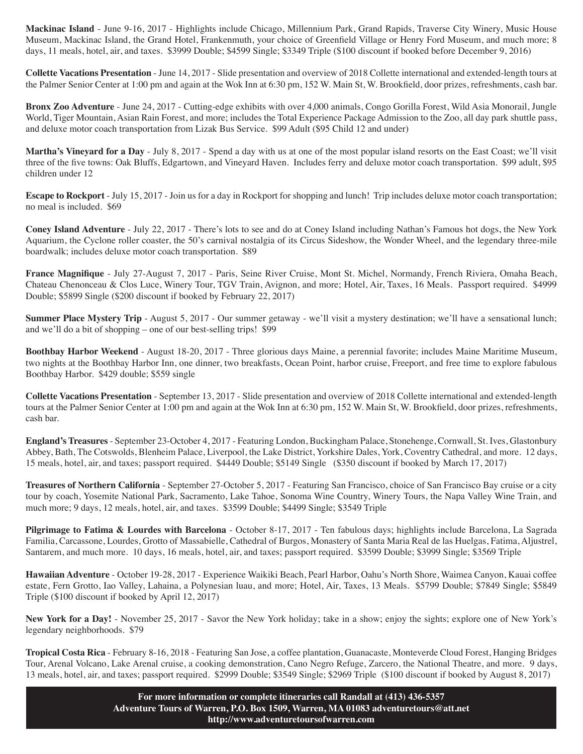**Mackinac Island** - June 9-16, 2017 - Highlights include Chicago, Millennium Park, Grand Rapids, Traverse City Winery, Music House Museum, Mackinac Island, the Grand Hotel, Frankenmuth, your choice of Greenfield Village or Henry Ford Museum, and much more; 8 days, 11 meals, hotel, air, and taxes. $3999 Double; $4599 Single; $3349 Triple ($100 discount if booked before December 9, 2016)

**Collette Vacations Presentation** - June 14, 2017 - Slide presentation and overview of 2018 Collette international and extended-length tours at the Palmer Senior Center at 1:00 pm and again at the Wok Inn at 6:30 pm, 152 W. Main St, W. Brookfield, door prizes, refreshments, cash bar.

**Bronx Zoo Adventure** - June 24, 2017 - Cutting-edge exhibits with over 4,000 animals, Congo Gorilla Forest, Wild Asia Monorail, Jungle World, Tiger Mountain, Asian Rain Forest, and more; includes the Total Experience Package Admission to the Zoo, all day park shuttle pass, and deluxe motor coach transportation from Lizak Bus Service. $99 Adult ($95 Child 12 and under)

**Martha's Vineyard for a Day** - July 8, 2017 - Spend a day with us at one of the most popular island resorts on the East Coast; we'll visit three of the five towns: Oak Bluffs, Edgartown, and Vineyard Haven. Includes ferry and deluxe motor coach transportation. $99 adult, $95 children under 12

**Escape to Rockport** - July 15, 2017 - Join us for a day in Rockport for shopping and lunch! Trip includes deluxe motor coach transportation; no meal is included. $69

**Coney Island Adventure** - July 22, 2017 - There's lots to see and do at Coney Island including Nathan's Famous hot dogs, the New York Aquarium, the Cyclone roller coaster, the 50's carnival nostalgia of its Circus Sideshow, the Wonder Wheel, and the legendary three-mile boardwalk; includes deluxe motor coach transportation. $89

**France Magnifique** - July 27-August 7, 2017 - Paris, Seine River Cruise, Mont St. Michel, Normandy, French Riviera, Omaha Beach, Chateau Chenonceau & Clos Luce, Winery Tour, TGV Train, Avignon, and more; Hotel, Air, Taxes, 16 Meals. Passport required. $4999 Double; $5899 Single ($200 discount if booked by February 22, 2017)

**Summer Place Mystery Trip** - August 5, 2017 - Our summer getaway - we'll visit a mystery destination; we'll have a sensational lunch; and we'll do a bit of shopping – one of our best-selling trips! $99

**Boothbay Harbor Weekend** - August 18-20, 2017 - Three glorious days Maine, a perennial favorite; includes Maine Maritime Museum, two nights at the Boothbay Harbor Inn, one dinner, two breakfasts, Ocean Point, harbor cruise, Freeport, and free time to explore fabulous Boothbay Harbor. $429 double; $559 single

**Collette Vacations Presentation** - September 13, 2017 - Slide presentation and overview of 2018 Collette international and extended-length tours at the Palmer Senior Center at 1:00 pm and again at the Wok Inn at 6:30 pm, 152 W. Main St, W. Brookfield, door prizes, refreshments, cash bar.

**England's Treasures** - September 23-October 4, 2017 - Featuring London, Buckingham Palace, Stonehenge, Cornwall, St. Ives, Glastonbury Abbey, Bath, The Cotswolds, Blenheim Palace, Liverpool, the Lake District, Yorkshire Dales, York, Coventry Cathedral, and more. 12 days, 15 meals, hotel, air, and taxes; passport required. $4449 Double; $5149 Single ($350 discount if booked by March 17, 2017)

**Treasures of Northern California** - September 27-October 5, 2017 - Featuring San Francisco, choice of San Francisco Bay cruise or a city tour by coach, Yosemite National Park, Sacramento, Lake Tahoe, Sonoma Wine Country, Winery Tours, the Napa Valley Wine Train, and much more; 9 days, 12 meals, hotel, air, and taxes. $3599 Double; $4499 Single; $3549 Triple

**Pilgrimage to Fatima & Lourdes with Barcelona** - October 8-17, 2017 - Ten fabulous days; highlights include Barcelona, La Sagrada Familia, Carcassone, Lourdes, Grotto of Massabielle, Cathedral of Burgos, Monastery of Santa Maria Real de las Huelgas, Fatima, Aljustrel, Santarem, and much more. 10 days, 16 meals, hotel, air, and taxes; passport required. $3599 Double; $3999 Single; $3569 Triple

**Hawaiian Adventure** - October 19-28, 2017 - Experience Waikiki Beach, Pearl Harbor, Oahu's North Shore, Waimea Canyon, Kauai coffee estate, Fern Grotto, Iao Valley, Lahaina, a Polynesian luau, and more; Hotel, Air, Taxes, 13 Meals. $5799 Double; $7849 Single; $5849 Triple ($100 discount if booked by April 12, 2017)

**New York for a Day!** - November 25, 2017 - Savor the New York holiday; take in a show; enjoy the sights; explore one of New York's legendary neighborhoods. $79

**Tropical Costa Rica** - February 8-16, 2018 - Featuring San Jose, a coffee plantation, Guanacaste, Monteverde Cloud Forest, Hanging Bridges Tour, Arenal Volcano, Lake Arenal cruise, a cooking demonstration, Cano Negro Refuge, Zarcero, the National Theatre, and more. 9 days, 13 meals, hotel, air, and taxes; passport required. $2999 Double; $3549 Single; $2969 Triple ($100 discount if booked by August 8, 2017)

**For more information or complete itineraries call Randall at (413) 436-5357**
**Adventure Tours of Warren, P.O. Box 1509, Warren, MA 01083 adventuretours@att.net**
**http://www.adventuretoursofwarren.com**